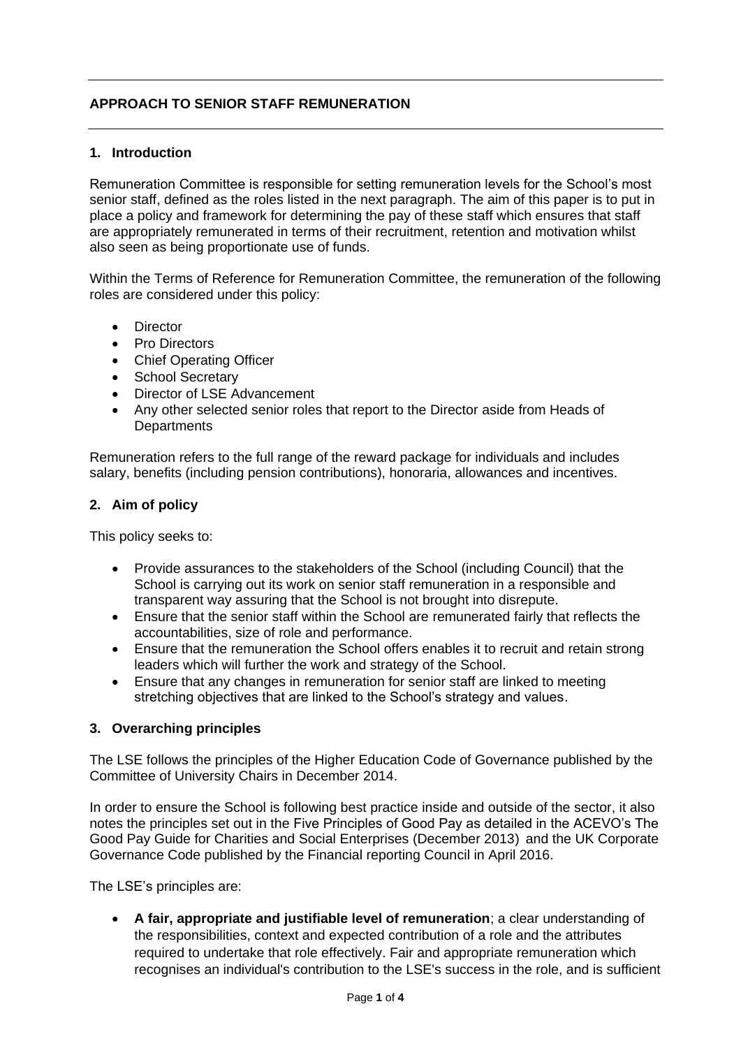# APPROACH TO SENIOR STAFF REMUNERATION

## 1. Introduction

Remuneration Committee is responsible for setting remuneration levels for the School's most senior staff, defined as the roles listed in the next paragraph. The aim of this paper is to put in place a policy and framework for determining the pay of these staff which ensures that staff are appropriately remunerated in terms of their recruitment, retention and motivation whilst also seen as being proportionate use of funds.

Within the Terms of Reference for Remuneration Committee, the remuneration of the following roles are considered under this policy:

- Director
- Pro Directors
- Chief Operating Officer
- School Secretary
- Director of LSE Advancement
- Any other selected senior roles that report to the Director aside from Heads of Departments

Remuneration refers to the full range of the reward package for individuals and includes salary, benefits (including pension contributions), honoraria, allowances and incentives.

## 2. Aim of policy

This policy seeks to:

- Provide assurances to the stakeholders of the School (including Council) that the School is carrying out its work on senior staff remuneration in a responsible and transparent way assuring that the School is not brought into disrepute.
- Ensure that the senior staff within the School are remunerated fairly that reflects the accountabilities, size of role and performance.
- Ensure that the remuneration the School offers enables it to recruit and retain strong leaders which will further the work and strategy of the School.
- Ensure that any changes in remuneration for senior staff are linked to meeting stretching objectives that are linked to the School's strategy and values.

## 3. Overarching principles

The LSE follows the principles of the Higher Education Code of Governance published by the Committee of University Chairs in December 2014.

In order to ensure the School is following best practice inside and outside of the sector, it also notes the principles set out in the Five Principles of Good Pay as detailed in the ACEVO's The Good Pay Guide for Charities and Social Enterprises (December 2013) and the UK Corporate Governance Code published by the Financial reporting Council in April 2016.

The LSE's principles are:

- **A fair, appropriate and justifiable level of remuneration**; a clear understanding of the responsibilities, context and expected contribution of a role and the attributes required to undertake that role effectively. Fair and appropriate remuneration which recognises an individual's contribution to the LSE's success in the role, and is sufficient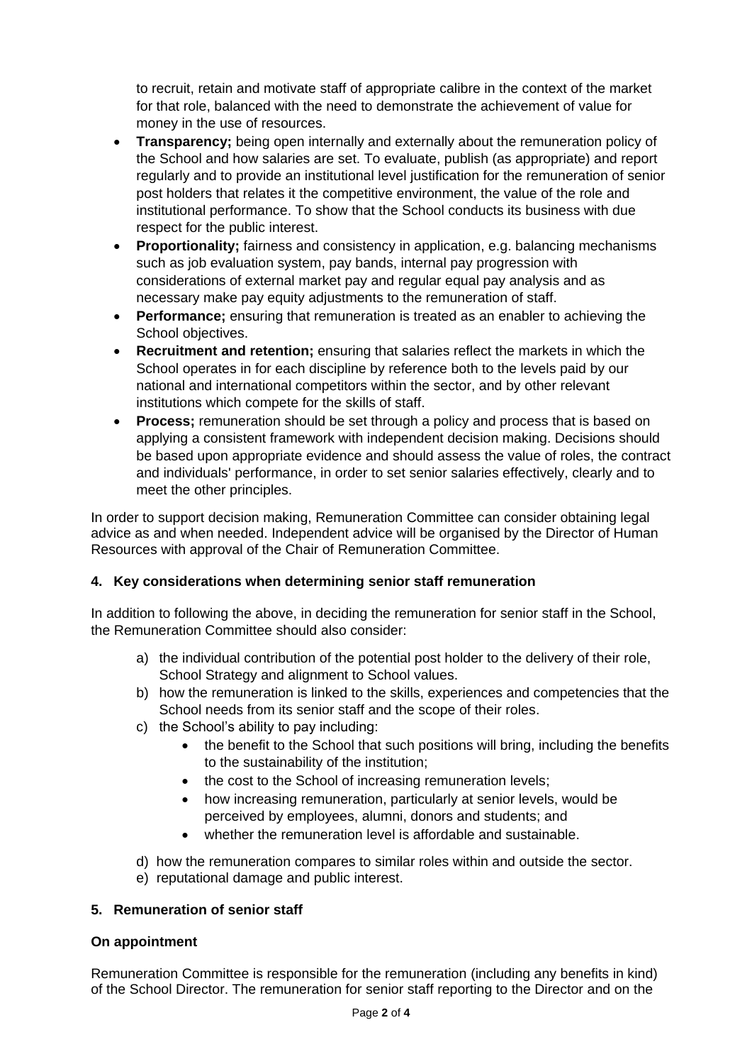to recruit, retain and motivate staff of appropriate calibre in the context of the market for that role, balanced with the need to demonstrate the achievement of value for money in the use of resources.

- **Transparency;** being open internally and externally about the remuneration policy of the School and how salaries are set. To evaluate, publish (as appropriate) and report regularly and to provide an institutional level justification for the remuneration of senior post holders that relates it the competitive environment, the value of the role and institutional performance. To show that the School conducts its business with due respect for the public interest.
- **Proportionality;** fairness and consistency in application, e.g. balancing mechanisms such as job evaluation system, pay bands, internal pay progression with considerations of external market pay and regular equal pay analysis and as necessary make pay equity adjustments to the remuneration of staff.
- **Performance;** ensuring that remuneration is treated as an enabler to achieving the School objectives.
- **Recruitment and retention;** ensuring that salaries reflect the markets in which the School operates in for each discipline by reference both to the levels paid by our national and international competitors within the sector, and by other relevant institutions which compete for the skills of staff.
- **Process;** remuneration should be set through a policy and process that is based on applying a consistent framework with independent decision making. Decisions should be based upon appropriate evidence and should assess the value of roles, the contract and individuals' performance, in order to set senior salaries effectively, clearly and to meet the other principles.

In order to support decision making, Remuneration Committee can consider obtaining legal advice as and when needed. Independent advice will be organised by the Director of Human Resources with approval of the Chair of Remuneration Committee.

## 4. Key considerations when determining senior staff remuneration

In addition to following the above, in deciding the remuneration for senior staff in the School, the Remuneration Committee should also consider:

a) the individual contribution of the potential post holder to the delivery of their role, School Strategy and alignment to School values.
b) how the remuneration is linked to the skills, experiences and competencies that the School needs from its senior staff and the scope of their roles.
c) the School's ability to pay including:
   - the benefit to the School that such positions will bring, including the benefits to the sustainability of the institution;
   - the cost to the School of increasing remuneration levels;
   - how increasing remuneration, particularly at senior levels, would be perceived by employees, alumni, donors and students; and
   - whether the remuneration level is affordable and sustainable.

d) how the remuneration compares to similar roles within and outside the sector.
e) reputational damage and public interest.

## 5. Remuneration of senior staff

### On appointment

Remuneration Committee is responsible for the remuneration (including any benefits in kind) of the School Director. The remuneration for senior staff reporting to the Director and on the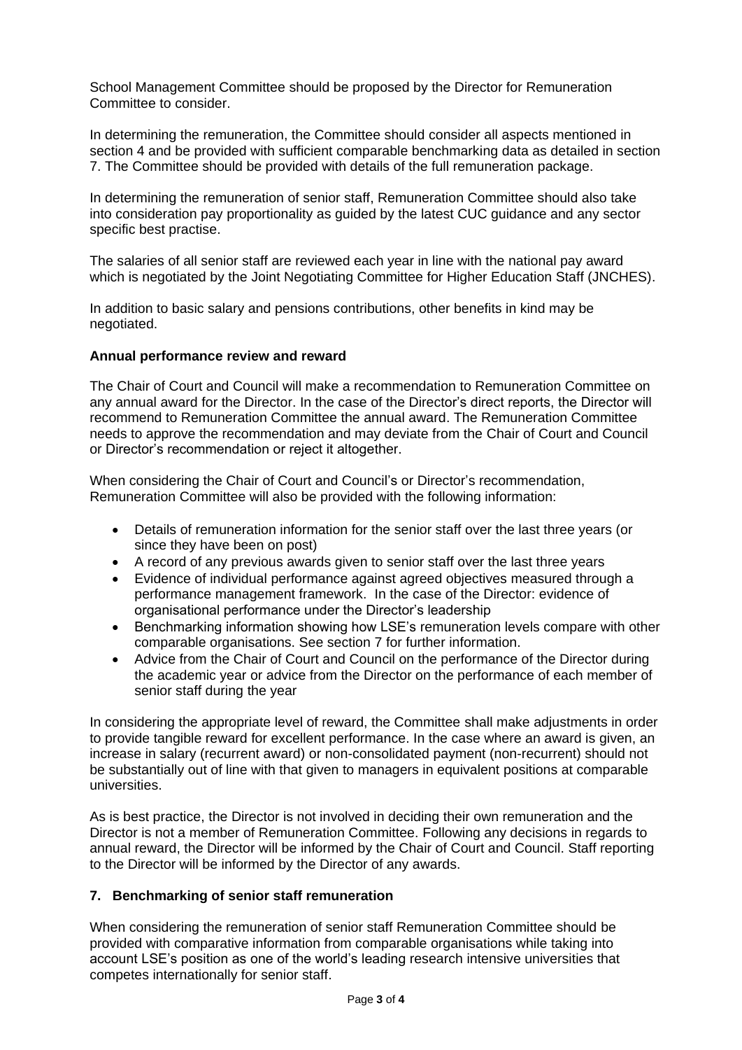School Management Committee should be proposed by the Director for Remuneration Committee to consider.

In determining the remuneration, the Committee should consider all aspects mentioned in section 4 and be provided with sufficient comparable benchmarking data as detailed in section 7. The Committee should be provided with details of the full remuneration package.

In determining the remuneration of senior staff, Remuneration Committee should also take into consideration pay proportionality as guided by the latest CUC guidance and any sector specific best practise.

The salaries of all senior staff are reviewed each year in line with the national pay award which is negotiated by the Joint Negotiating Committee for Higher Education Staff (JNCHES).

In addition to basic salary and pensions contributions, other benefits in kind may be negotiated.

**Annual performance review and reward**

The Chair of Court and Council will make a recommendation to Remuneration Committee on any annual award for the Director. In the case of the Director's direct reports, the Director will recommend to Remuneration Committee the annual award. The Remuneration Committee needs to approve the recommendation and may deviate from the Chair of Court and Council or Director's recommendation or reject it altogether.

When considering the Chair of Court and Council's or Director's recommendation, Remuneration Committee will also be provided with the following information:

- Details of remuneration information for the senior staff over the last three years (or since they have been on post)
- A record of any previous awards given to senior staff over the last three years
- Evidence of individual performance against agreed objectives measured through a performance management framework. In the case of the Director: evidence of organisational performance under the Director's leadership
- Benchmarking information showing how LSE's remuneration levels compare with other comparable organisations. See section 7 for further information.
- Advice from the Chair of Court and Council on the performance of the Director during the academic year or advice from the Director on the performance of each member of senior staff during the year

In considering the appropriate level of reward, the Committee shall make adjustments in order to provide tangible reward for excellent performance. In the case where an award is given, an increase in salary (recurrent award) or non-consolidated payment (non-recurrent) should not be substantially out of line with that given to managers in equivalent positions at comparable universities.

As is best practice, the Director is not involved in deciding their own remuneration and the Director is not a member of Remuneration Committee. Following any decisions in regards to annual reward, the Director will be informed by the Chair of Court and Council. Staff reporting to the Director will be informed by the Director of any awards.

## 7. Benchmarking of senior staff remuneration

When considering the remuneration of senior staff Remuneration Committee should be provided with comparative information from comparable organisations while taking into account LSE's position as one of the world's leading research intensive universities that competes internationally for senior staff.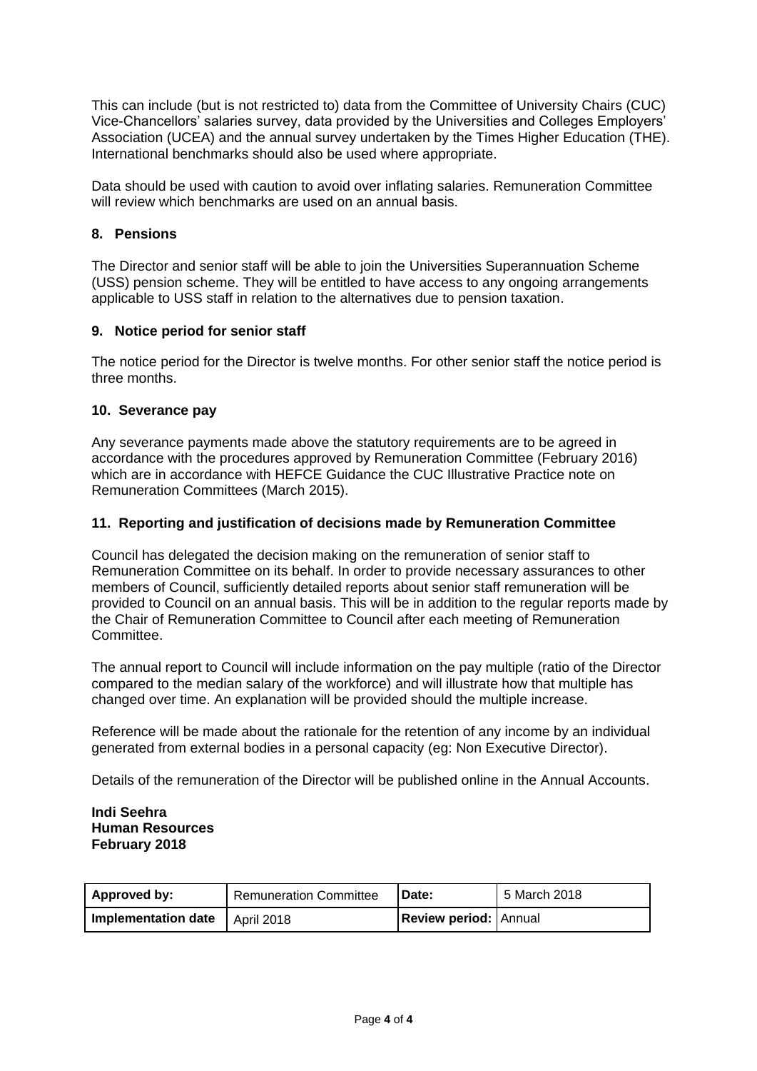This can include (but is not restricted to) data from the Committee of University Chairs (CUC) Vice-Chancellors' salaries survey, data provided by the Universities and Colleges Employers' Association (UCEA) and the annual survey undertaken by the Times Higher Education (THE). International benchmarks should also be used where appropriate.

Data should be used with caution to avoid over inflating salaries. Remuneration Committee will review which benchmarks are used on an annual basis.

### 8. Pensions

The Director and senior staff will be able to join the Universities Superannuation Scheme (USS) pension scheme. They will be entitled to have access to any ongoing arrangements applicable to USS staff in relation to the alternatives due to pension taxation.

### 9. Notice period for senior staff

The notice period for the Director is twelve months. For other senior staff the notice period is three months.

### 10. Severance pay

Any severance payments made above the statutory requirements are to be agreed in accordance with the procedures approved by Remuneration Committee (February 2016) which are in accordance with HEFCE Guidance the CUC Illustrative Practice note on Remuneration Committees (March 2015).

### 11. Reporting and justification of decisions made by Remuneration Committee

Council has delegated the decision making on the remuneration of senior staff to Remuneration Committee on its behalf. In order to provide necessary assurances to other members of Council, sufficiently detailed reports about senior staff remuneration will be provided to Council on an annual basis. This will be in addition to the regular reports made by the Chair of Remuneration Committee to Council after each meeting of Remuneration Committee.

The annual report to Council will include information on the pay multiple (ratio of the Director compared to the median salary of the workforce) and will illustrate how that multiple has changed over time. An explanation will be provided should the multiple increase.

Reference will be made about the rationale for the retention of any income by an individual generated from external bodies in a personal capacity (eg: Non Executive Director).

Details of the remuneration of the Director will be published online in the Annual Accounts.

**Indi Seehra**
**Human Resources**
**February 2018**

| | | | |
|---|---|---|---|
| **Approved by:** | Remuneration Committee | **Date:** | 5 March 2018 |
| **Implementation date** | April 2018 | **Review period:** | Annual |